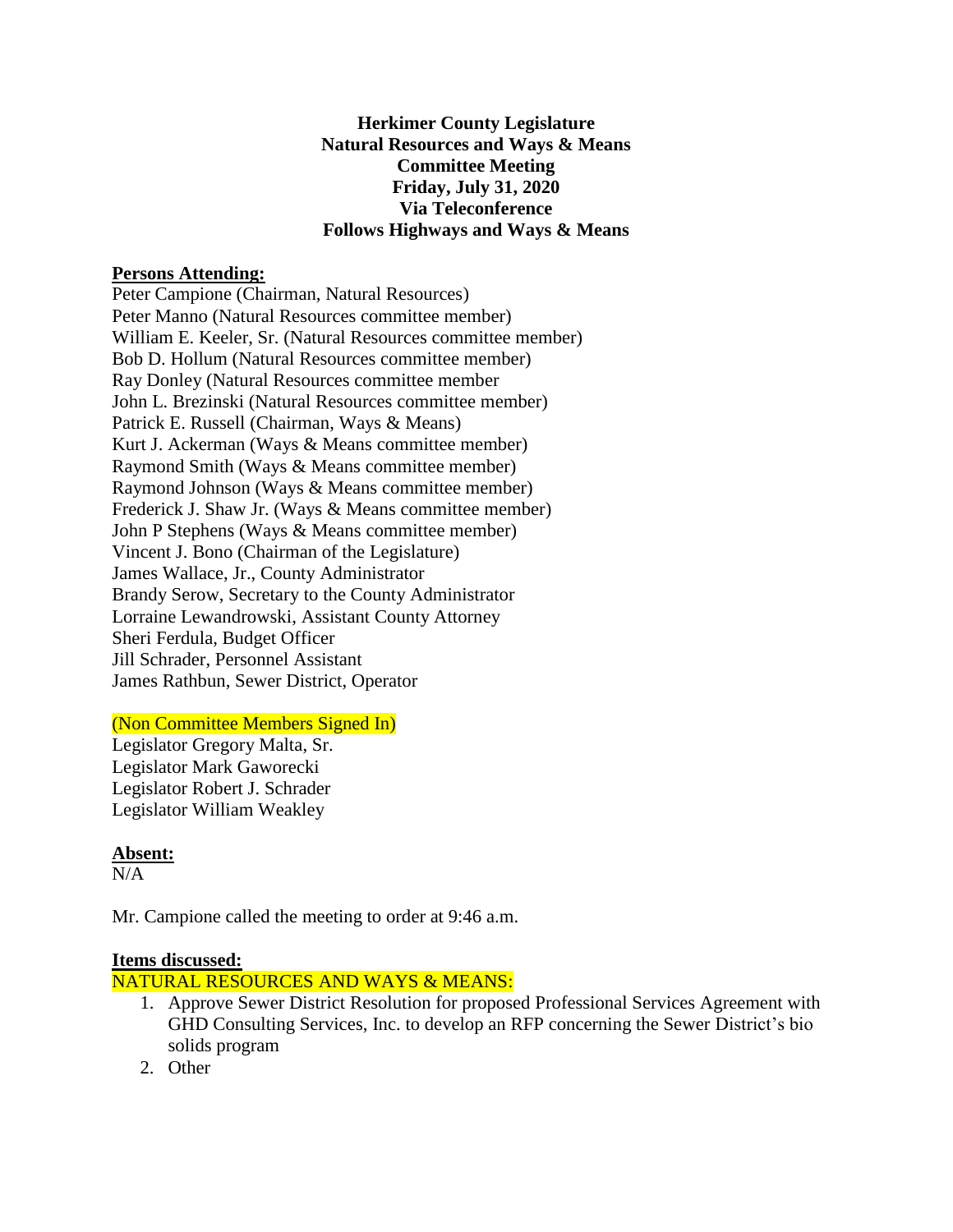**Herkimer County Legislature**
**Natural Resources and Ways & Means**
**Committee Meeting**
**Friday, July 31, 2020**
**Via Teleconference**
**Follows Highways and Ways & Means**

**Persons Attending:**

Peter Campione (Chairman, Natural Resources)
Peter Manno (Natural Resources committee member)
William E. Keeler, Sr. (Natural Resources committee member)
Bob D. Hollum (Natural Resources committee member)
Ray Donley (Natural Resources committee member
John L. Brezinski (Natural Resources committee member)
Patrick E. Russell (Chairman, Ways & Means)
Kurt J. Ackerman (Ways & Means committee member)
Raymond Smith (Ways & Means committee member)
Raymond Johnson (Ways & Means committee member)
Frederick J. Shaw Jr. (Ways & Means committee member)
John P Stephens (Ways & Means committee member)
Vincent J. Bono (Chairman of the Legislature)
James Wallace, Jr., County Administrator
Brandy Serow, Secretary to the County Administrator
Lorraine Lewandrowski, Assistant County Attorney
Sheri Ferdula, Budget Officer
Jill Schrader, Personnel Assistant
James Rathbun, Sewer District, Operator

(Non Committee Members Signed In)

Legislator Gregory Malta, Sr.
Legislator Mark Gaworecki
Legislator Robert J. Schrader
Legislator William Weakley

**Absent:**

N/A

Mr. Campione called the meeting to order at 9:46 a.m.

**Items discussed:**

NATURAL RESOURCES AND WAYS & MEANS:

1. Approve Sewer District Resolution for proposed Professional Services Agreement with GHD Consulting Services, Inc. to develop an RFP concerning the Sewer District's bio solids program
2. Other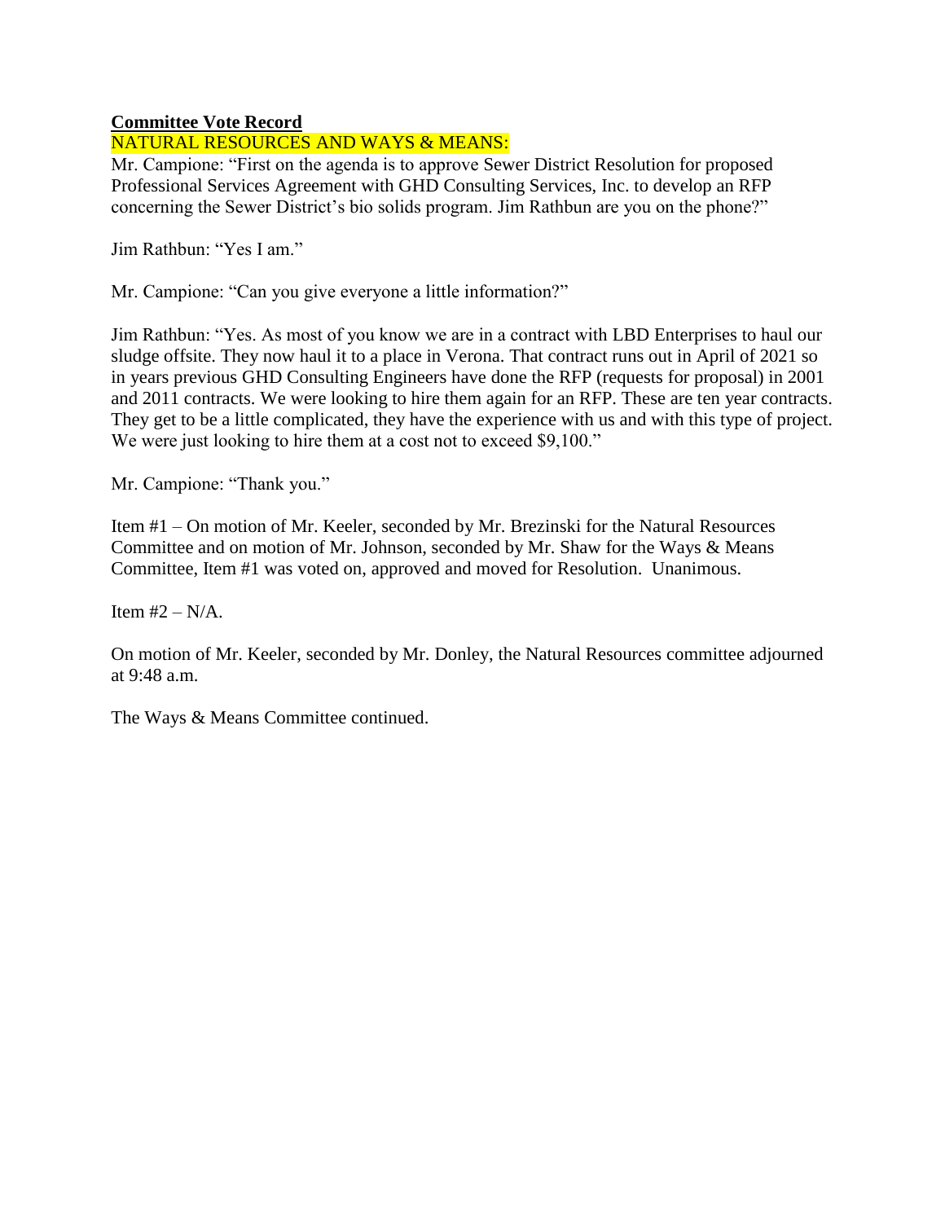**Committee Vote Record**

NATURAL RESOURCES AND WAYS & MEANS:

Mr. Campione: "First on the agenda is to approve Sewer District Resolution for proposed Professional Services Agreement with GHD Consulting Services, Inc. to develop an RFP concerning the Sewer District's bio solids program. Jim Rathbun are you on the phone?"

Jim Rathbun: "Yes I am."

Mr. Campione: "Can you give everyone a little information?"

Jim Rathbun: "Yes. As most of you know we are in a contract with LBD Enterprises to haul our sludge offsite. They now haul it to a place in Verona. That contract runs out in April of 2021 so in years previous GHD Consulting Engineers have done the RFP (requests for proposal) in 2001 and 2011 contracts. We were looking to hire them again for an RFP. These are ten year contracts. They get to be a little complicated, they have the experience with us and with this type of project. We were just looking to hire them at a cost not to exceed $9,100."

Mr. Campione: "Thank you."

Item #1 – On motion of Mr. Keeler, seconded by Mr. Brezinski for the Natural Resources Committee and on motion of Mr. Johnson, seconded by Mr. Shaw for the Ways & Means Committee, Item #1 was voted on, approved and moved for Resolution. Unanimous.

Item #2 – N/A.

On motion of Mr. Keeler, seconded by Mr. Donley, the Natural Resources committee adjourned at 9:48 a.m.

The Ways & Means Committee continued.